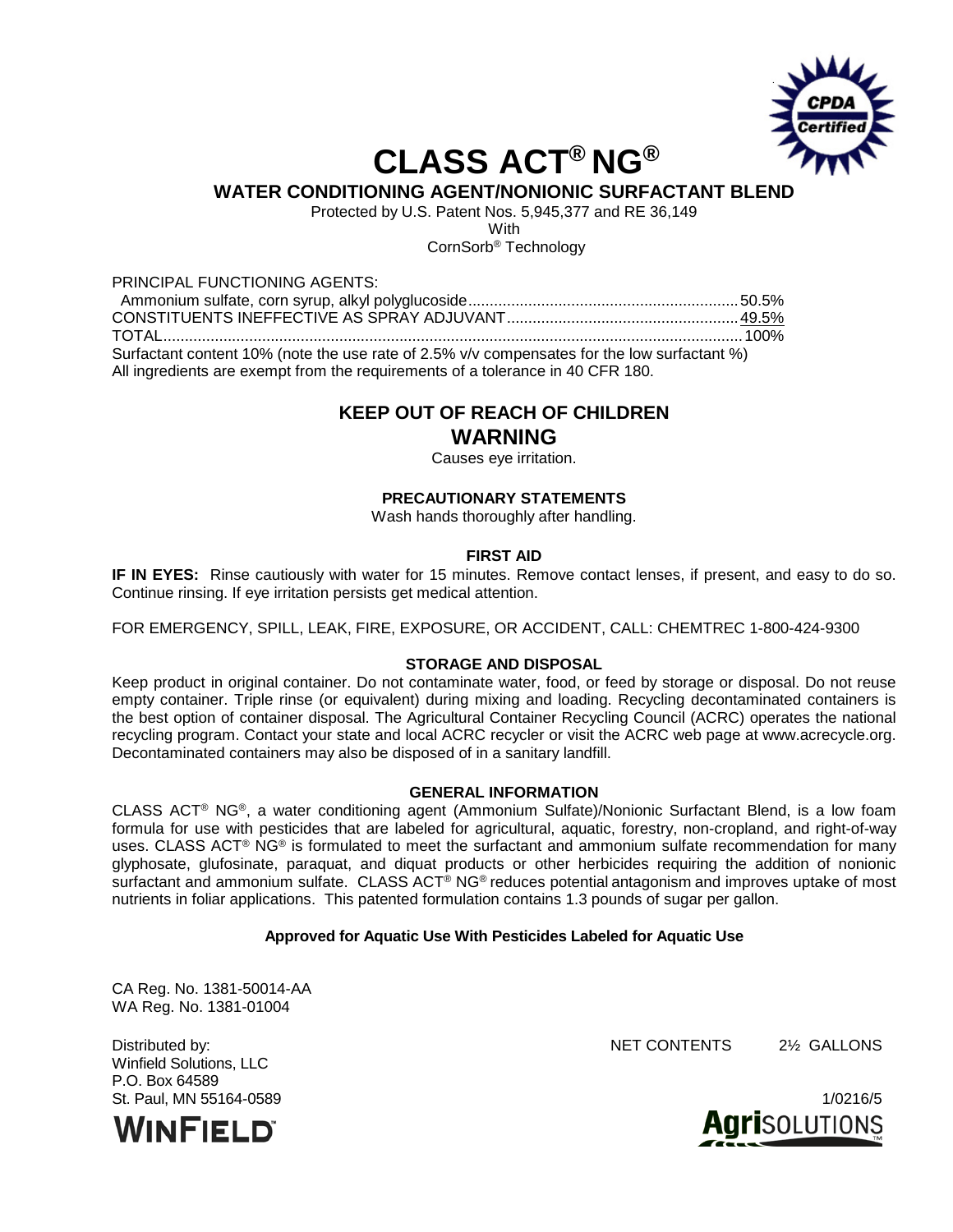# CLASS ACT® NG®

## WATER CONDITIONING AGENT/NONIONIC SURFACTANT BLEND

Protected by U.S. Patent Nos. 5,945,377 and RE 36,149
With
CornSorb® Technology

PRINCIPAL FUNCTIONING AGENTS:

| | |
|---|---|
| Ammonium sulfate, corn syrup, alkyl polyglucoside | 50.5% |
| CONSTITUENTS INEFFECTIVE AS SPRAY ADJUVANT | 49.5% |
| TOTAL | 100% |

Surfactant content 10% (note the use rate of 2.5% v/v compensates for the low surfactant %)
All ingredients are exempt from the requirements of a tolerance in 40 CFR 180.

### KEEP OUT OF REACH OF CHILDREN

### WARNING

Causes eye irritation.

### PRECAUTIONARY STATEMENTS

Wash hands thoroughly after handling.

### FIRST AID

**IF IN EYES:** Rinse cautiously with water for 15 minutes. Remove contact lenses, if present, and easy to do so. Continue rinsing. If eye irritation persists get medical attention.

FOR EMERGENCY, SPILL, LEAK, FIRE, EXPOSURE, OR ACCIDENT, CALL: CHEMTREC 1-800-424-9300

### STORAGE AND DISPOSAL

Keep product in original container. Do not contaminate water, food, or feed by storage or disposal. Do not reuse empty container. Triple rinse (or equivalent) during mixing and loading. Recycling decontaminated containers is the best option of container disposal. The Agricultural Container Recycling Council (ACRC) operates the national recycling program. Contact your state and local ACRC recycler or visit the ACRC web page at www.acrecycle.org. Decontaminated containers may also be disposed of in a sanitary landfill.

### GENERAL INFORMATION

CLASS ACT® NG®, a water conditioning agent (Ammonium Sulfate)/Nonionic Surfactant Blend, is a low foam formula for use with pesticides that are labeled for agricultural, aquatic, forestry, non-cropland, and right-of-way uses. CLASS ACT® NG® is formulated to meet the surfactant and ammonium sulfate recommendation for many glyphosate, glufosinate, paraquat, and diquat products or other herbicides requiring the addition of nonionic surfactant and ammonium sulfate. CLASS ACT® NG® reduces potential antagonism and improves uptake of most nutrients in foliar applications. This patented formulation contains 1.3 pounds of sugar per gallon.

**Approved for Aquatic Use With Pesticides Labeled for Aquatic Use**

CA Reg. No. 1381-50014-AA
WA Reg. No. 1381-01004

Distributed by:
Winfield Solutions, LLC
P.O. Box 64589
St. Paul, MN 55164-0589

NET CONTENTS 2½ GALLONS

1/0216/5

WINFIELD

AgriSOLUTIONS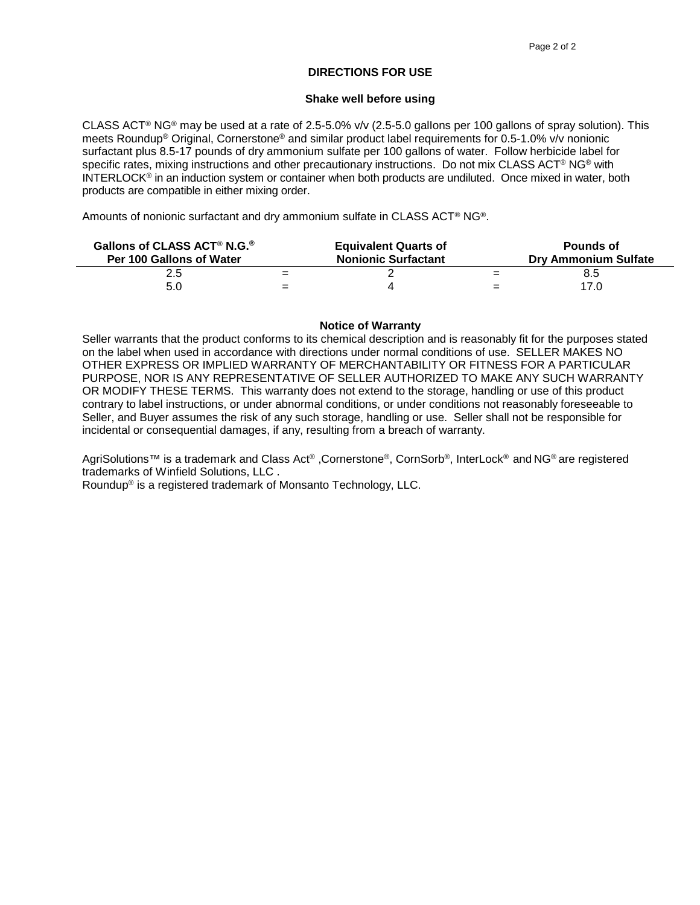## DIRECTIONS FOR USE

### Shake well before using

CLASS ACT® NG® may be used at a rate of 2.5-5.0% v/v (2.5-5.0 gallons per 100 gallons of spray solution). This meets Roundup® Original, Cornerstone® and similar product label requirements for 0.5-1.0% v/v nonionic surfactant plus 8.5-17 pounds of dry ammonium sulfate per 100 gallons of water. Follow herbicide label for specific rates, mixing instructions and other precautionary instructions. Do not mix CLASS ACT® NG® with INTERLOCK® in an induction system or container when both products are undiluted. Once mixed in water, both products are compatible in either mixing order.

Amounts of nonionic surfactant and dry ammonium sulfate in CLASS ACT® NG®.

| Gallons of CLASS ACT® N.G.® Per 100 Gallons of Water | | Equivalent Quarts of Nonionic Surfactant | | Pounds of Dry Ammonium Sulfate |
|---|---|---|---|---|
| 2.5 | = | 2 | = | 8.5 |
| 5.0 | = | 4 | = | 17.0 |

### Notice of Warranty

Seller warrants that the product conforms to its chemical description and is reasonably fit for the purposes stated on the label when used in accordance with directions under normal conditions of use. SELLER MAKES NO OTHER EXPRESS OR IMPLIED WARRANTY OF MERCHANTABILITY OR FITNESS FOR A PARTICULAR PURPOSE, NOR IS ANY REPRESENTATIVE OF SELLER AUTHORIZED TO MAKE ANY SUCH WARRANTY OR MODIFY THESE TERMS. This warranty does not extend to the storage, handling or use of this product contrary to label instructions, or under abnormal conditions, or under conditions not reasonably foreseeable to Seller, and Buyer assumes the risk of any such storage, handling or use. Seller shall not be responsible for incidental or consequential damages, if any, resulting from a breach of warranty.

AgriSolutions™ is a trademark and Class Act® ,Cornerstone®, CornSorb®, InterLock® and NG® are registered trademarks of Winfield Solutions, LLC .
Roundup® is a registered trademark of Monsanto Technology, LLC.